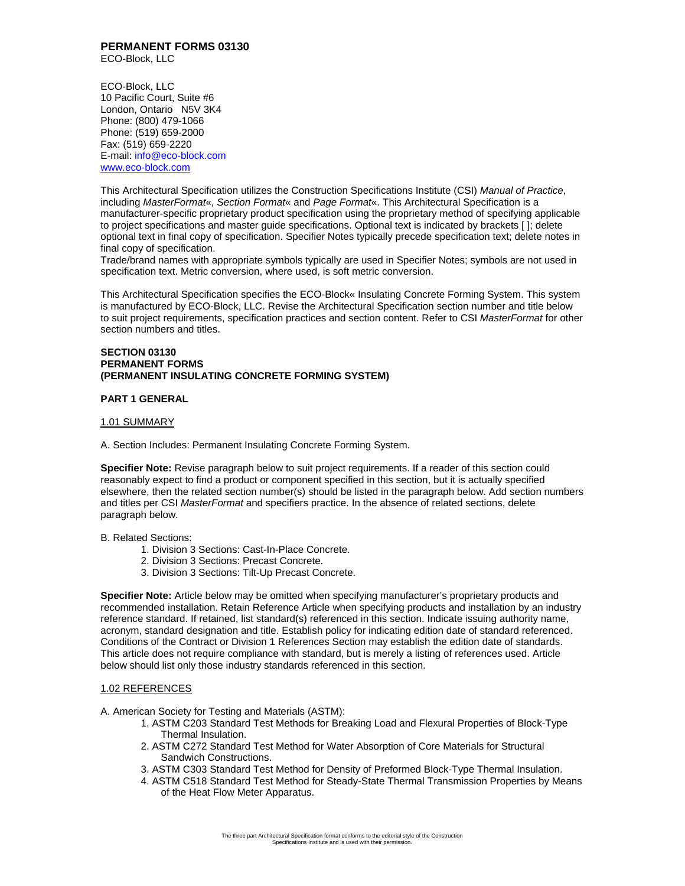**PERMANENT FORMS 03130**
ECO-Block, LLC

ECO-Block, LLC
10 Pacific Court, Suite #6
London, Ontario N5V 3K4
Phone: (800) 479-1066
Phone: (519) 659-2000
Fax: (519) 659-2220
E-mail: info@eco-block.com
www.eco-block.com

This Architectural Specification utilizes the Construction Specifications Institute (CSI) *Manual of Practice*, including *MasterFormat*«, *Section Format*« and *Page Format*«. This Architectural Specification is a manufacturer-specific proprietary product specification using the proprietary method of specifying applicable to project specifications and master guide specifications. Optional text is indicated by brackets [ ]; delete optional text in final copy of specification. Specifier Notes typically precede specification text; delete notes in final copy of specification.
Trade/brand names with appropriate symbols typically are used in Specifier Notes; symbols are not used in specification text. Metric conversion, where used, is soft metric conversion.

This Architectural Specification specifies the ECO-Block« Insulating Concrete Forming System. This system is manufactured by ECO-Block, LLC. Revise the Architectural Specification section number and title below to suit project requirements, specification practices and section content. Refer to CSI *MasterFormat* for other section numbers and titles.

**SECTION 03130**
**PERMANENT FORMS**
**(PERMANENT INSULATING CONCRETE FORMING SYSTEM)**

**PART 1 GENERAL**

1.01 SUMMARY

A. Section Includes: Permanent Insulating Concrete Forming System.

**Specifier Note:** Revise paragraph below to suit project requirements. If a reader of this section could reasonably expect to find a product or component specified in this section, but it is actually specified elsewhere, then the related section number(s) should be listed in the paragraph below. Add section numbers and titles per CSI *MasterFormat* and specifiers practice. In the absence of related sections, delete paragraph below.

B. Related Sections:
1. Division 3 Sections: Cast-In-Place Concrete.
2. Division 3 Sections: Precast Concrete.
3. Division 3 Sections: Tilt-Up Precast Concrete.

**Specifier Note:** Article below may be omitted when specifying manufacturer's proprietary products and recommended installation. Retain Reference Article when specifying products and installation by an industry reference standard. If retained, list standard(s) referenced in this section. Indicate issuing authority name, acronym, standard designation and title. Establish policy for indicating edition date of standard referenced. Conditions of the Contract or Division 1 References Section may establish the edition date of standards. This article does not require compliance with standard, but is merely a listing of references used. Article below should list only those industry standards referenced in this section.

1.02 REFERENCES

A. American Society for Testing and Materials (ASTM):
1. ASTM C203 Standard Test Methods for Breaking Load and Flexural Properties of Block-Type Thermal Insulation.
2. ASTM C272 Standard Test Method for Water Absorption of Core Materials for Structural Sandwich Constructions.
3. ASTM C303 Standard Test Method for Density of Preformed Block-Type Thermal Insulation.
4. ASTM C518 Standard Test Method for Steady-State Thermal Transmission Properties by Means of the Heat Flow Meter Apparatus.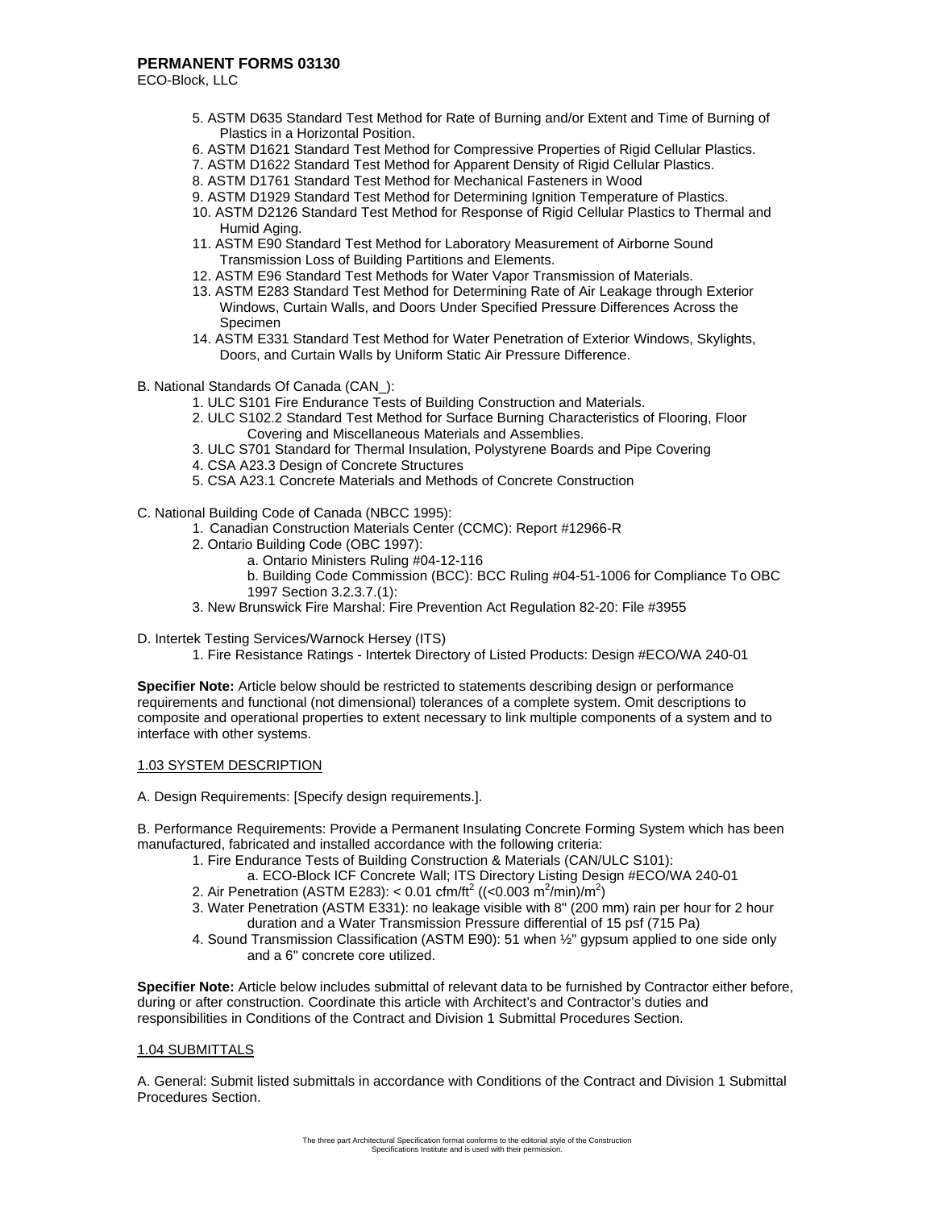5. ASTM D635 Standard Test Method for Rate of Burning and/or Extent and Time of Burning of Plastics in a Horizontal Position.
6. ASTM D1621 Standard Test Method for Compressive Properties of Rigid Cellular Plastics.
7. ASTM D1622 Standard Test Method for Apparent Density of Rigid Cellular Plastics.
8. ASTM D1761 Standard Test Method for Mechanical Fasteners in Wood
9. ASTM D1929 Standard Test Method for Determining Ignition Temperature of Plastics.
10. ASTM D2126 Standard Test Method for Response of Rigid Cellular Plastics to Thermal and Humid Aging.
11. ASTM E90 Standard Test Method for Laboratory Measurement of Airborne Sound Transmission Loss of Building Partitions and Elements.
12. ASTM E96 Standard Test Methods for Water Vapor Transmission of Materials.
13. ASTM E283 Standard Test Method for Determining Rate of Air Leakage through Exterior Windows, Curtain Walls, and Doors Under Specified Pressure Differences Across the Specimen
14. ASTM E331 Standard Test Method for Water Penetration of Exterior Windows, Skylights, Doors, and Curtain Walls by Uniform Static Air Pressure Difference.

B. National Standards Of Canada (CAN_):

1. ULC S101 Fire Endurance Tests of Building Construction and Materials.
2. ULC S102.2 Standard Test Method for Surface Burning Characteristics of Flooring, Floor Covering and Miscellaneous Materials and Assemblies.
3. ULC S701 Standard for Thermal Insulation, Polystyrene Boards and Pipe Covering
4. CSA A23.3 Design of Concrete Structures
5. CSA A23.1 Concrete Materials and Methods of Concrete Construction

C. National Building Code of Canada (NBCC 1995):

1. Canadian Construction Materials Center (CCMC): Report #12966-R
2. Ontario Building Code (OBC 1997):
   a. Ontario Ministers Ruling #04-12-116
   b. Building Code Commission (BCC): BCC Ruling #04-51-1006 for Compliance To OBC 1997 Section 3.2.3.7.(1):
3. New Brunswick Fire Marshal: Fire Prevention Act Regulation 82-20: File #3955

D. Intertek Testing Services/Warnock Hersey (ITS)

1. Fire Resistance Ratings - Intertek Directory of Listed Products: Design #ECO/WA 240-01

**Specifier Note:** Article below should be restricted to statements describing design or performance requirements and functional (not dimensional) tolerances of a complete system. Omit descriptions to composite and operational properties to extent necessary to link multiple components of a system and to interface with other systems.

## 1.03 SYSTEM DESCRIPTION

A. Design Requirements: [Specify design requirements.].

B. Performance Requirements: Provide a Permanent Insulating Concrete Forming System which has been manufactured, fabricated and installed accordance with the following criteria:

1. Fire Endurance Tests of Building Construction & Materials (CAN/ULC S101):
   a. ECO-Block ICF Concrete Wall; ITS Directory Listing Design #ECO/WA 240-01
2. Air Penetration (ASTM E283): < 0.01 cfm/ft$^2$ ((<0.003 m$^2$/min)/m$^2$)
3. Water Penetration (ASTM E331): no leakage visible with 8" (200 mm) rain per hour for 2 hour duration and a Water Transmission Pressure differential of 15 psf (715 Pa)
4. Sound Transmission Classification (ASTM E90): 51 when ½" gypsum applied to one side only and a 6" concrete core utilized.

**Specifier Note:** Article below includes submittal of relevant data to be furnished by Contractor either before, during or after construction. Coordinate this article with Architect's and Contractor's duties and responsibilities in Conditions of the Contract and Division 1 Submittal Procedures Section.

## 1.04 SUBMITTALS

A. General: Submit listed submittals in accordance with Conditions of the Contract and Division 1 Submittal Procedures Section.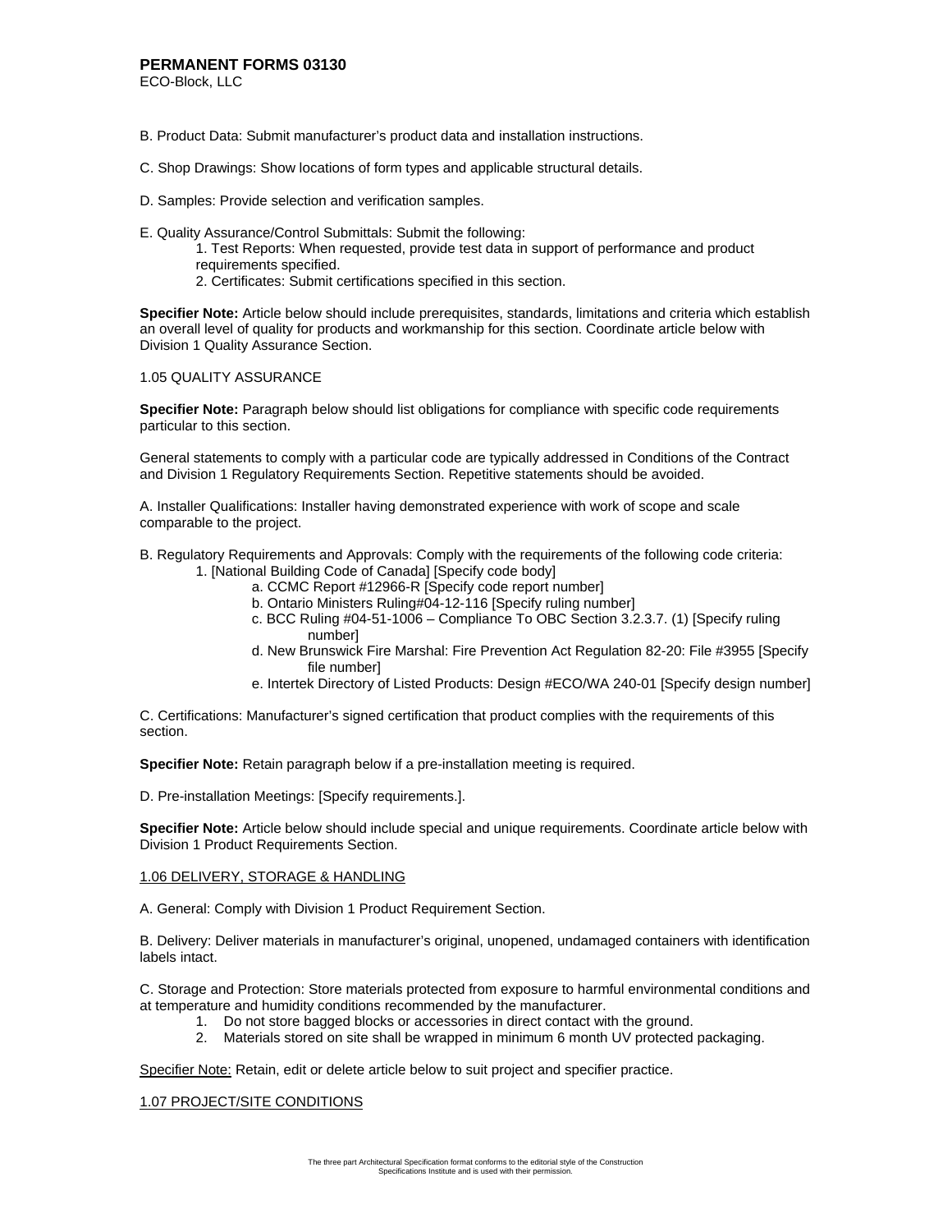B. Product Data: Submit manufacturer's product data and installation instructions.

C. Shop Drawings: Show locations of form types and applicable structural details.

D. Samples: Provide selection and verification samples.

E. Quality Assurance/Control Submittals: Submit the following:

1. Test Reports: When requested, provide test data in support of performance and product requirements specified.
2. Certificates: Submit certifications specified in this section.

**Specifier Note:** Article below should include prerequisites, standards, limitations and criteria which establish an overall level of quality for products and workmanship for this section. Coordinate article below with Division 1 Quality Assurance Section.

1.05 QUALITY ASSURANCE

**Specifier Note:** Paragraph below should list obligations for compliance with specific code requirements particular to this section.

General statements to comply with a particular code are typically addressed in Conditions of the Contract and Division 1 Regulatory Requirements Section. Repetitive statements should be avoided.

A. Installer Qualifications: Installer having demonstrated experience with work of scope and scale comparable to the project.

B. Regulatory Requirements and Approvals: Comply with the requirements of the following code criteria:

1. [National Building Code of Canada] [Specify code body]
   - a. CCMC Report #12966-R [Specify code report number]
   - b. Ontario Ministers Ruling#04-12-116 [Specify ruling number]
   - c. BCC Ruling #04-51-1006 – Compliance To OBC Section 3.2.3.7. (1) [Specify ruling number]
   - d. New Brunswick Fire Marshal: Fire Prevention Act Regulation 82-20: File #3955 [Specify file number]
   - e. Intertek Directory of Listed Products: Design #ECO/WA 240-01 [Specify design number]

C. Certifications: Manufacturer's signed certification that product complies with the requirements of this section.

**Specifier Note:** Retain paragraph below if a pre-installation meeting is required.

D. Pre-installation Meetings: [Specify requirements.].

**Specifier Note:** Article below should include special and unique requirements. Coordinate article below with Division 1 Product Requirements Section.

<u>1.06 DELIVERY, STORAGE & HANDLING</u>

A. General: Comply with Division 1 Product Requirement Section.

B. Delivery: Deliver materials in manufacturer's original, unopened, undamaged containers with identification labels intact.

C. Storage and Protection: Store materials protected from exposure to harmful environmental conditions and at temperature and humidity conditions recommended by the manufacturer.

1. Do not store bagged blocks or accessories in direct contact with the ground.
2. Materials stored on site shall be wrapped in minimum 6 month UV protected packaging.

<u>Specifier Note:</u> Retain, edit or delete article below to suit project and specifier practice.

<u>1.07 PROJECT/SITE CONDITIONS</u>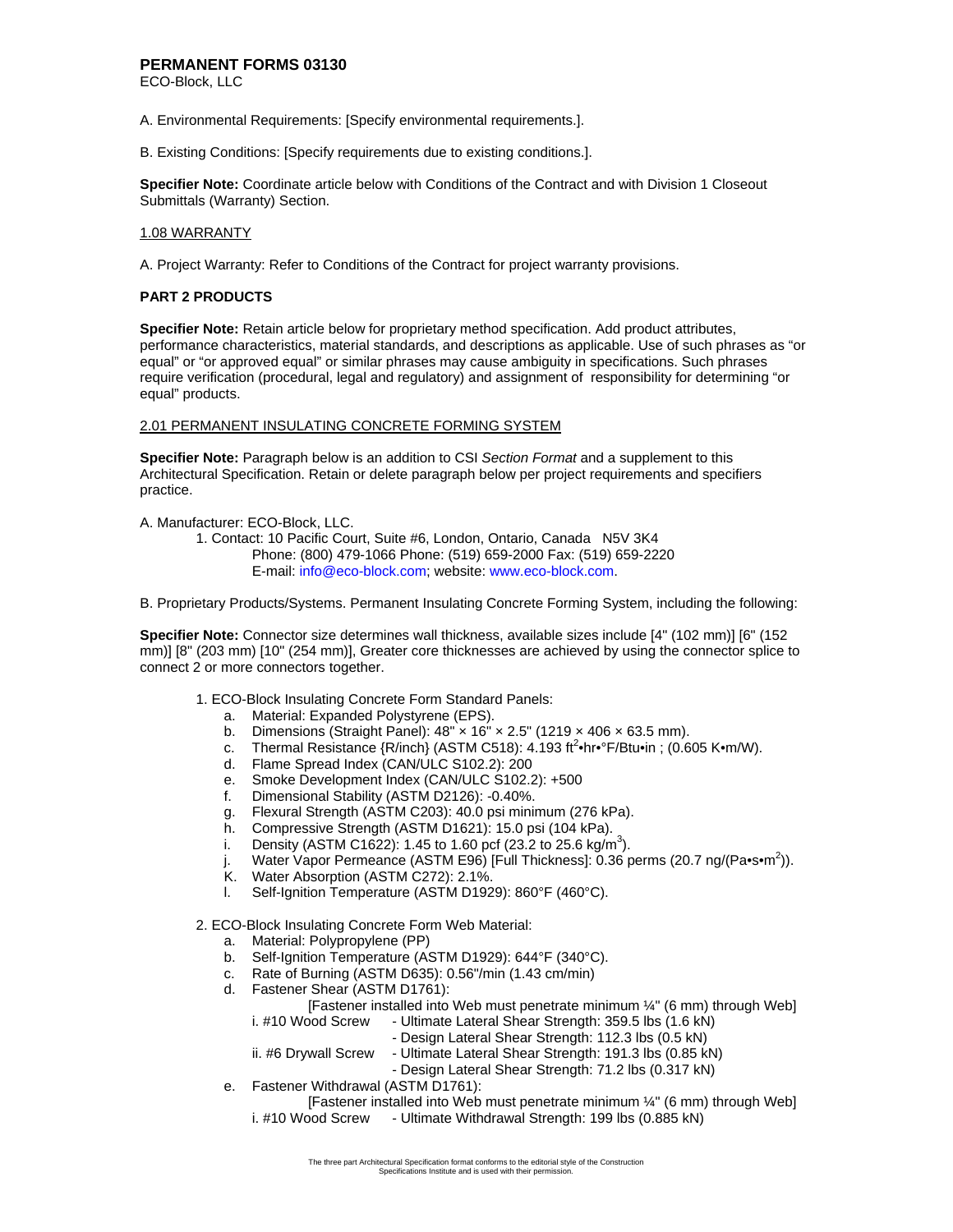**PERMANENT FORMS 03130**
ECO-Block, LLC

A. Environmental Requirements: [Specify environmental requirements.].

B. Existing Conditions: [Specify requirements due to existing conditions.].

**Specifier Note:** Coordinate article below with Conditions of the Contract and with Division 1 Closeout Submittals (Warranty) Section.

1.08 WARRANTY

A. Project Warranty: Refer to Conditions of the Contract for project warranty provisions.

**PART 2 PRODUCTS**

**Specifier Note:** Retain article below for proprietary method specification. Add product attributes, performance characteristics, material standards, and descriptions as applicable. Use of such phrases as "or equal" or "or approved equal" or similar phrases may cause ambiguity in specifications. Such phrases require verification (procedural, legal and regulatory) and assignment of responsibility for determining "or equal" products.

2.01 PERMANENT INSULATING CONCRETE FORMING SYSTEM

**Specifier Note:** Paragraph below is an addition to CSI *Section Format* and a supplement to this Architectural Specification. Retain or delete paragraph below per project requirements and specifiers practice.

A. Manufacturer: ECO-Block, LLC.

1. Contact: 10 Pacific Court, Suite #6, London, Ontario, Canada N5V 3K4
   Phone: (800) 479-1066 Phone: (519) 659-2000 Fax: (519) 659-2220
   E-mail: info@eco-block.com; website: www.eco-block.com.

B. Proprietary Products/Systems. Permanent Insulating Concrete Forming System, including the following:

**Specifier Note:** Connector size determines wall thickness, available sizes include [4" (102 mm)] [6" (152 mm)] [8" (203 mm) [10" (254 mm)], Greater core thicknesses are achieved by using the connector splice to connect 2 or more connectors together.

1. ECO-Block Insulating Concrete Form Standard Panels:
   a. Material: Expanded Polystyrene (EPS).
   b. Dimensions (Straight Panel): 48" × 16" × 2.5" (1219 × 406 × 63.5 mm).
   c. Thermal Resistance {R/inch} (ASTM C518): 4.193 $ft^2$•hr•°F/Btu•in ; (0.605 K•m/W).
   d. Flame Spread Index (CAN/ULC S102.2): 200
   e. Smoke Development Index (CAN/ULC S102.2): +500
   f. Dimensional Stability (ASTM D2126): -0.40%.
   g. Flexural Strength (ASTM C203): 40.0 psi minimum (276 kPa).
   h. Compressive Strength (ASTM D1621): 15.0 psi (104 kPa).
   i. Density (ASTM C1622): 1.45 to 1.60 pcf (23.2 to 25.6 $kg/m^3$).
   j. Water Vapor Permeance (ASTM E96) [Full Thickness]: 0.36 perms (20.7 ng/(Pa•s•$m^2$)).
   K. Water Absorption (ASTM C272): 2.1%.
   l. Self-Ignition Temperature (ASTM D1929): 860°F (460°C).

2. ECO-Block Insulating Concrete Form Web Material:
   a. Material: Polypropylene (PP)
   b. Self-Ignition Temperature (ASTM D1929): 644°F (340°C).
   c. Rate of Burning (ASTM D635): 0.56"/min (1.43 cm/min)
   d. Fastener Shear (ASTM D1761):
      [Fastener installed into Web must penetrate minimum ¼" (6 mm) through Web]
      i. #10 Wood Screw - Ultimate Lateral Shear Strength: 359.5 lbs (1.6 kN)
         - Design Lateral Shear Strength: 112.3 lbs (0.5 kN)
      ii. #6 Drywall Screw - Ultimate Lateral Shear Strength: 191.3 lbs (0.85 kN)
         - Design Lateral Shear Strength: 71.2 lbs (0.317 kN)
   e. Fastener Withdrawal (ASTM D1761):
      [Fastener installed into Web must penetrate minimum ¼" (6 mm) through Web]
      i. #10 Wood Screw - Ultimate Withdrawal Strength: 199 lbs (0.885 kN)

The three part Architectural Specification format conforms to the editorial style of the Construction Specifications Institute and is used with their permission.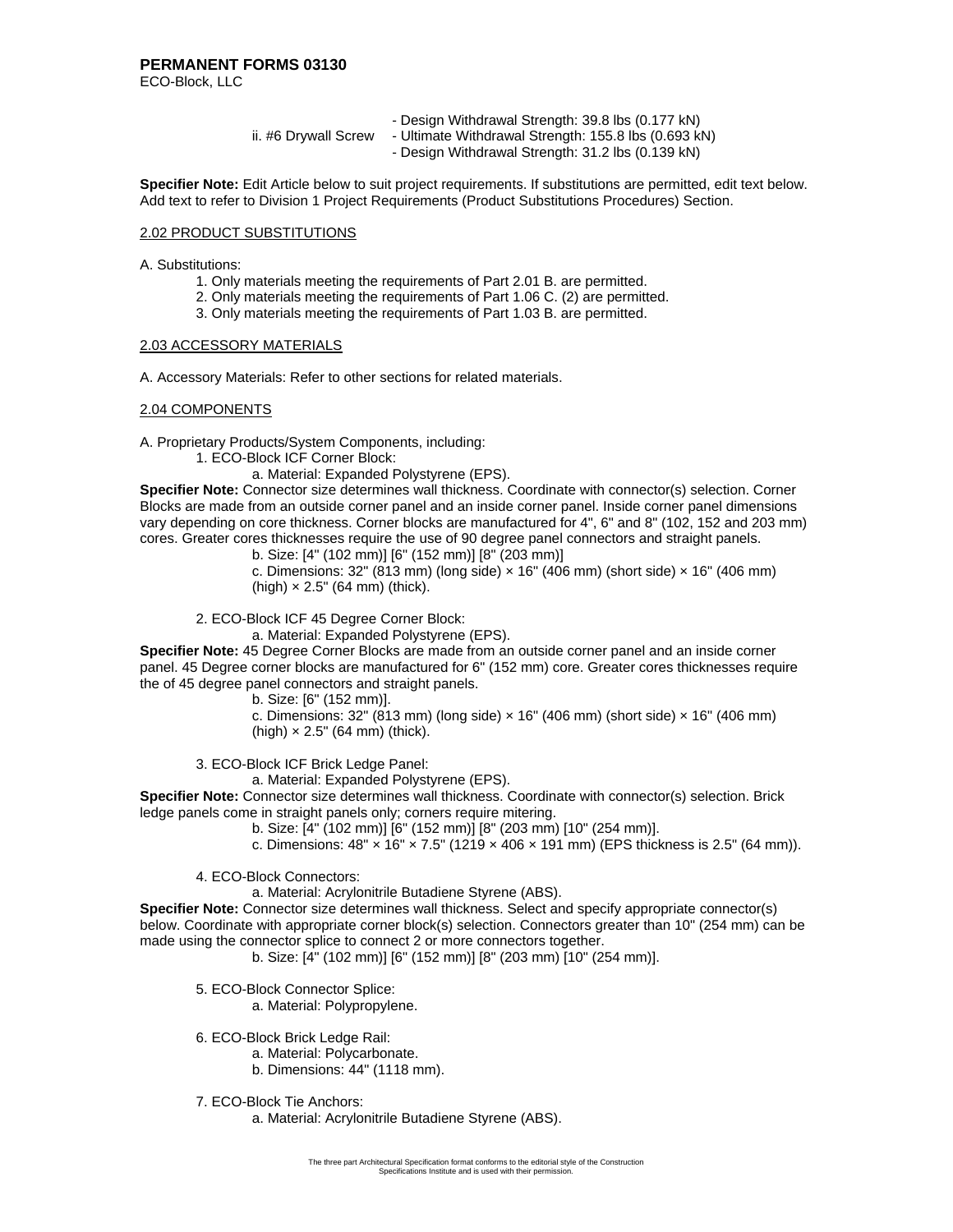- Design Withdrawal Strength: 39.8 lbs (0.177 kN)

ii. #6 Drywall Screw
- Ultimate Withdrawal Strength: 155.8 lbs (0.693 kN)
- Design Withdrawal Strength: 31.2 lbs (0.139 kN)

**Specifier Note:** Edit Article below to suit project requirements. If substitutions are permitted, edit text below. Add text to refer to Division 1 Project Requirements (Product Substitutions Procedures) Section.

2.02 PRODUCT SUBSTITUTIONS

A. Substitutions:

1. Only materials meeting the requirements of Part 2.01 B. are permitted.
2. Only materials meeting the requirements of Part 1.06 C. (2) are permitted.
3. Only materials meeting the requirements of Part 1.03 B. are permitted.

2.03 ACCESSORY MATERIALS

A. Accessory Materials: Refer to other sections for related materials.

2.04 COMPONENTS

A. Proprietary Products/System Components, including:

1. ECO-Block ICF Corner Block:
   a. Material: Expanded Polystyrene (EPS).

**Specifier Note:** Connector size determines wall thickness. Coordinate with connector(s) selection. Corner Blocks are made from an outside corner panel and an inside corner panel. Inside corner panel dimensions vary depending on core thickness. Corner blocks are manufactured for 4", 6" and 8" (102, 152 and 203 mm) cores. Greater cores thicknesses require the use of 90 degree panel connectors and straight panels.

   b. Size: [4" (102 mm)] [6" (152 mm)] [8" (203 mm)]
   c. Dimensions: 32" (813 mm) (long side) × 16" (406 mm) (short side) × 16" (406 mm) (high) × 2.5" (64 mm) (thick).

2. ECO-Block ICF 45 Degree Corner Block:
   a. Material: Expanded Polystyrene (EPS).

**Specifier Note:** 45 Degree Corner Blocks are made from an outside corner panel and an inside corner panel. 45 Degree corner blocks are manufactured for 6" (152 mm) core. Greater cores thicknesses require the of 45 degree panel connectors and straight panels.

   b. Size: [6" (152 mm)].
   c. Dimensions: 32" (813 mm) (long side) × 16" (406 mm) (short side) × 16" (406 mm) (high) × 2.5" (64 mm) (thick).

3. ECO-Block ICF Brick Ledge Panel:
   a. Material: Expanded Polystyrene (EPS).

**Specifier Note:** Connector size determines wall thickness. Coordinate with connector(s) selection. Brick ledge panels come in straight panels only; corners require mitering.

   b. Size: [4" (102 mm)] [6" (152 mm)] [8" (203 mm) [10" (254 mm)].
   c. Dimensions: 48" × 16" × 7.5" (1219 × 406 × 191 mm) (EPS thickness is 2.5" (64 mm)).

4. ECO-Block Connectors:
   a. Material: Acrylonitrile Butadiene Styrene (ABS).

**Specifier Note:** Connector size determines wall thickness. Select and specify appropriate connector(s) below. Coordinate with appropriate corner block(s) selection. Connectors greater than 10" (254 mm) can be made using the connector splice to connect 2 or more connectors together.

   b. Size: [4" (102 mm)] [6" (152 mm)] [8" (203 mm) [10" (254 mm)].

5. ECO-Block Connector Splice:
   a. Material: Polypropylene.

6. ECO-Block Brick Ledge Rail:
   a. Material: Polycarbonate.
   b. Dimensions: 44" (1118 mm).

7. ECO-Block Tie Anchors:
   a. Material: Acrylonitrile Butadiene Styrene (ABS).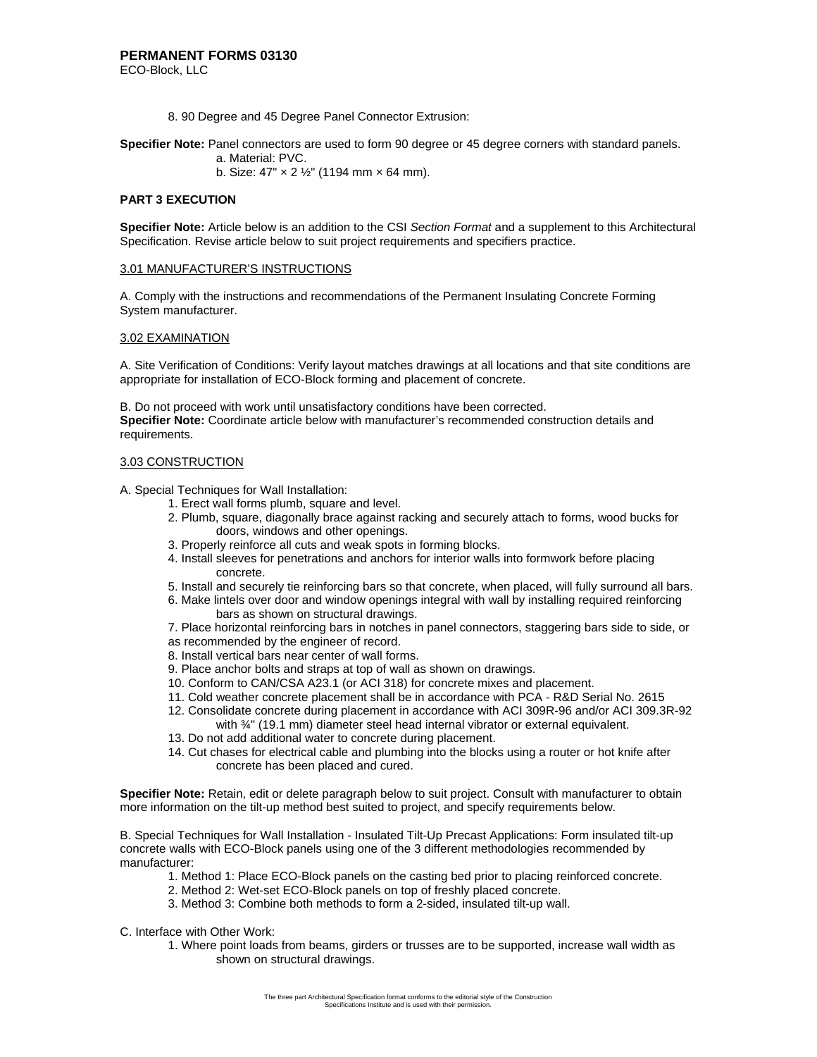8. 90 Degree and 45 Degree Panel Connector Extrusion:

**Specifier Note:** Panel connectors are used to form 90 degree or 45 degree corners with standard panels.

a. Material: PVC.

b. Size: 47" × 2 ½" (1194 mm × 64 mm).

## PART 3 EXECUTION

**Specifier Note:** Article below is an addition to the CSI *Section Format* and a supplement to this Architectural Specification. Revise article below to suit project requirements and specifiers practice.

### 3.01 MANUFACTURER'S INSTRUCTIONS

A. Comply with the instructions and recommendations of the Permanent Insulating Concrete Forming System manufacturer.

### 3.02 EXAMINATION

A. Site Verification of Conditions: Verify layout matches drawings at all locations and that site conditions are appropriate for installation of ECO-Block forming and placement of concrete.

B. Do not proceed with work until unsatisfactory conditions have been corrected.

**Specifier Note:** Coordinate article below with manufacturer's recommended construction details and requirements.

### 3.03 CONSTRUCTION

A. Special Techniques for Wall Installation:

1. Erect wall forms plumb, square and level.
2. Plumb, square, diagonally brace against racking and securely attach to forms, wood bucks for doors, windows and other openings.
3. Properly reinforce all cuts and weak spots in forming blocks.
4. Install sleeves for penetrations and anchors for interior walls into formwork before placing concrete.
5. Install and securely tie reinforcing bars so that concrete, when placed, will fully surround all bars.
6. Make lintels over door and window openings integral with wall by installing required reinforcing bars as shown on structural drawings.
7. Place horizontal reinforcing bars in notches in panel connectors, staggering bars side to side, or as recommended by the engineer of record.
8. Install vertical bars near center of wall forms.
9. Place anchor bolts and straps at top of wall as shown on drawings.
10. Conform to CAN/CSA A23.1 (or ACI 318) for concrete mixes and placement.
11. Cold weather concrete placement shall be in accordance with PCA - R&D Serial No. 2615
12. Consolidate concrete during placement in accordance with ACI 309R-96 and/or ACI 309.3R-92 with ¾" (19.1 mm) diameter steel head internal vibrator or external equivalent.
13. Do not add additional water to concrete during placement.
14. Cut chases for electrical cable and plumbing into the blocks using a router or hot knife after concrete has been placed and cured.

**Specifier Note:** Retain, edit or delete paragraph below to suit project. Consult with manufacturer to obtain more information on the tilt-up method best suited to project, and specify requirements below.

B. Special Techniques for Wall Installation - Insulated Tilt-Up Precast Applications: Form insulated tilt-up concrete walls with ECO-Block panels using one of the 3 different methodologies recommended by manufacturer:

1. Method 1: Place ECO-Block panels on the casting bed prior to placing reinforced concrete.
2. Method 2: Wet-set ECO-Block panels on top of freshly placed concrete.
3. Method 3: Combine both methods to form a 2-sided, insulated tilt-up wall.

C. Interface with Other Work:

1. Where point loads from beams, girders or trusses are to be supported, increase wall width as shown on structural drawings.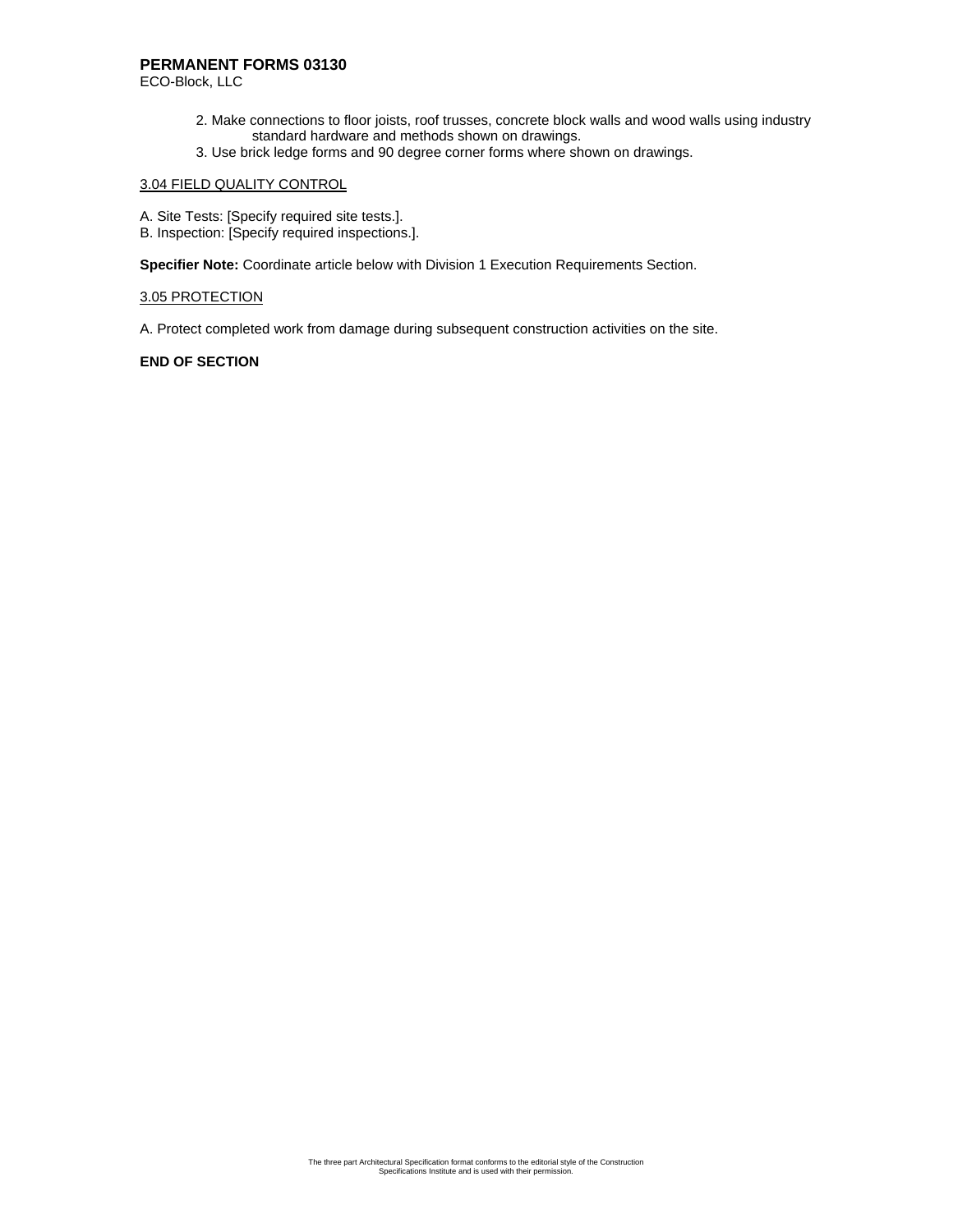2. Make connections to floor joists, roof trusses, concrete block walls and wood walls using industry standard hardware and methods shown on drawings.
3. Use brick ledge forms and 90 degree corner forms where shown on drawings.

3.04 FIELD QUALITY CONTROL

A. Site Tests: [Specify required site tests.].
B. Inspection: [Specify required inspections.].

**Specifier Note:** Coordinate article below with Division 1 Execution Requirements Section.

3.05 PROTECTION

A. Protect completed work from damage during subsequent construction activities on the site.

**END OF SECTION**

The three part Architectural Specification format conforms to the editorial style of the Construction Specifications Institute and is used with their permission.